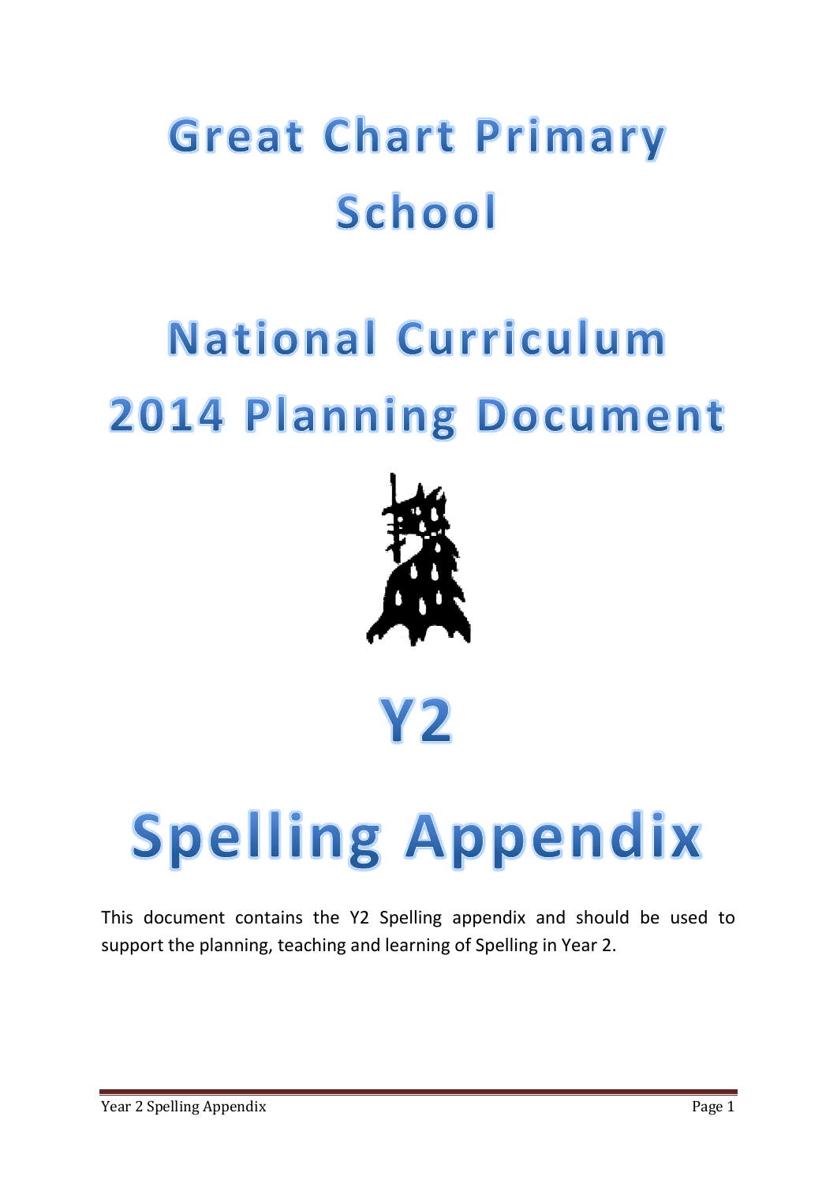# Great Chart Primary School

# National Curriculum 2014 Planning Document

# Y2

# Spelling Appendix

This document contains the Y2 Spelling appendix and should be used to support the planning, teaching and learning of Spelling in Year 2.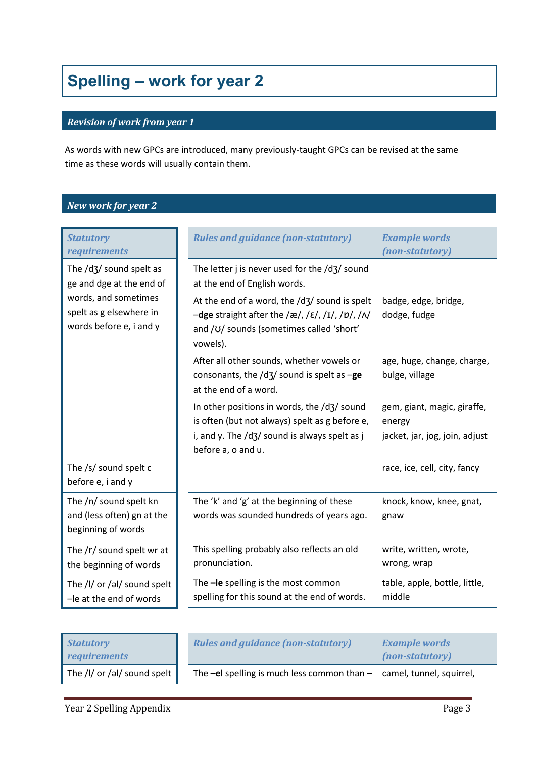# Spelling – work for year 2

## *Revision of work from year 1*

As words with new GPCs are introduced, many previously-taught GPCs can be revised at the same time as these words will usually contain them.

## *New work for year 2*

| *Statutory requirements* | *Rules and guidance (non-statutory)* | *Example words (non-statutory)* |
|---|---|---|
| The /dʒ/ sound spelt as ge and dge at the end of words, and sometimes spelt as g elsewhere in words before e, i and y | The letter j is never used for the /dʒ/ sound at the end of English words. | |
| | At the end of a word, the /dʒ/ sound is spelt –**dge** straight after the /æ/, /ɛ/, /ɪ/, /ɒ/, /ʌ/ and /ʊ/ sounds (sometimes called 'short' vowels). | badge, edge, bridge, dodge, fudge |
| | After all other sounds, whether vowels or consonants, the /dʒ/ sound is spelt as –**ge** at the end of a word. | age, huge, change, charge, bulge, village |
| | In other positions in words, the /dʒ/ sound is often (but not always) spelt as g before e, i, and y. The /dʒ/ sound is always spelt as j before a, o and u. | gem, giant, magic, giraffe, energy<br>jacket, jar, jog, join, adjust |
| The /s/ sound spelt c before e, i and y | | race, ice, cell, city, fancy |
| The /n/ sound spelt kn and (less often) gn at the beginning of words | The 'k' and 'g' at the beginning of these words was sounded hundreds of years ago. | knock, know, knee, gnat, gnaw |
| The /r/ sound spelt wr at the beginning of words | This spelling probably also reflects an old pronunciation. | write, written, wrote, wrong, wrap |
| The /l/ or /əl/ sound spelt –le at the end of words | The **–le** spelling is the most common spelling for this sound at the end of words. | table, apple, bottle, little, middle |

| *Statutory requirements* | *Rules and guidance (non-statutory)* | *Example words (non-statutory)* |
|---|---|---|
| The /l/ or /əl/ sound spelt | The **–el** spelling is much less common than **–** | camel, tunnel, squirrel, |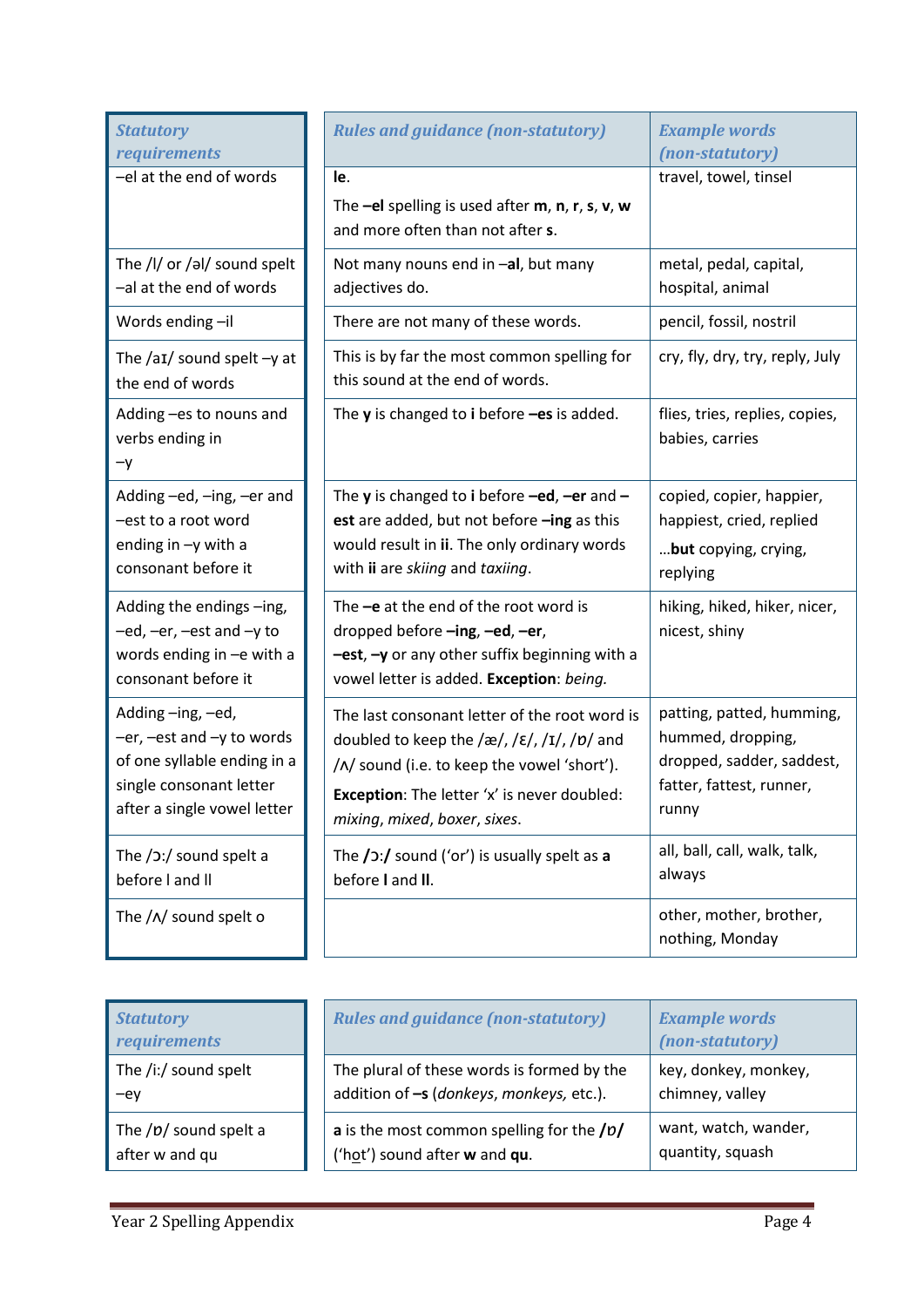| Statutory requirements | Rules and guidance (non-statutory) | Example words (non-statutory) |
|---|---|---|
| –el at the end of words | **le**.<br>The **–el** spelling is used after **m**, **n**, **r**, **s**, **v**, **w** and more often than not after **s**. | travel, towel, tinsel |
| The /l/ or /əl/ sound spelt –al at the end of words | Not many nouns end in –**al**, but many adjectives do. | metal, pedal, capital, hospital, animal |
| Words ending –il | There are not many of these words. | pencil, fossil, nostril |
| The /aɪ/ sound spelt –y at the end of words | This is by far the most common spelling for this sound at the end of words. | cry, fly, dry, try, reply, July |
| Adding –es to nouns and verbs ending in –y | The **y** is changed to **i** before **–es** is added. | flies, tries, replies, copies, babies, carries |
| Adding –ed, –ing, –er and –est to a root word ending in –y with a consonant before it | The **y** is changed to **i** before **–ed**, **–er** and **–est** are added, but not before **–ing** as this would result in **ii**. The only ordinary words with **ii** are *skiing* and *taxiing*. | copied, copier, happier, happiest, cried, replied<br>…**but** copying, crying, replying |
| Adding the endings –ing, –ed, –er, –est and –y to words ending in –e with a consonant before it | The **–e** at the end of the root word is dropped before **–ing**, **–ed**, **–er**, **–est**, **–y** or any other suffix beginning with a vowel letter is added. **Exception**: *being.* | hiking, hiked, hiker, nicer, nicest, shiny |
| Adding –ing, –ed, –er, –est and –y to words of one syllable ending in a single consonant letter after a single vowel letter | The last consonant letter of the root word is doubled to keep the /æ/, /ɛ/, /ɪ/, /ɒ/ and /ʌ/ sound (i.e. to keep the vowel 'short').<br>**Exception**: The letter 'x' is never doubled: *mixing*, *mixed*, *boxer*, *sixes*. | patting, patted, humming, hummed, dropping, dropped, sadder, saddest, fatter, fattest, runner, runny |
| The /ɔ:/ sound spelt a before l and ll | The **/ɔ:/** sound ('or') is usually spelt as **a** before **l** and **ll**. | all, ball, call, walk, talk, always |
| The /ʌ/ sound spelt o | | other, mother, brother, nothing, Monday |

| Statutory requirements | Rules and guidance (non-statutory) | Example words (non-statutory) |
|---|---|---|
| The /i:/ sound spelt –ey | The plural of these words is formed by the addition of **–s** (*donkeys*, *monkeys*, etc.). | key, donkey, monkey, chimney, valley |
| The /ɒ/ sound spelt a after w and qu | **a** is the most common spelling for the **/ɒ/** ('hot') sound after **w** and **qu**. | want, watch, wander, quantity, squash |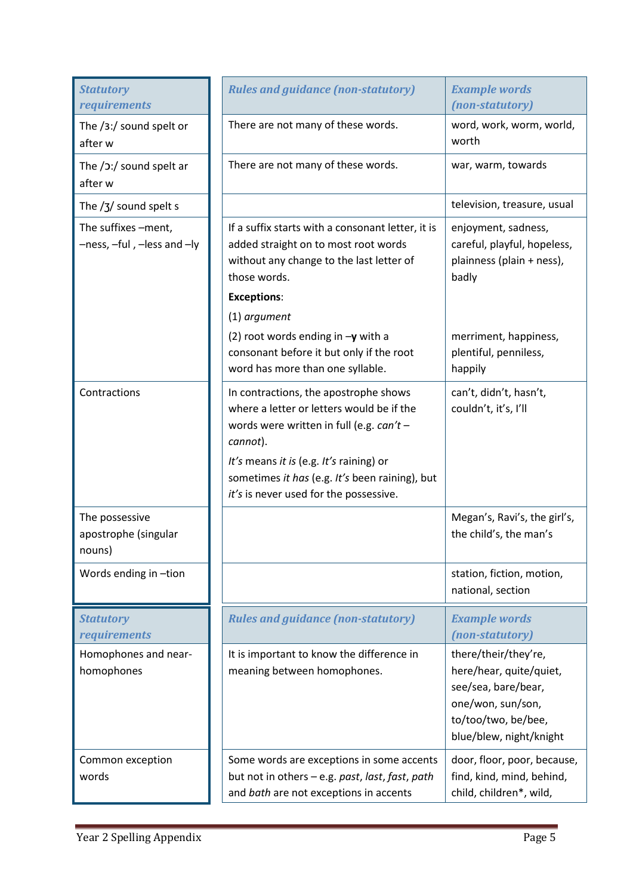| *Statutory requirements* | *Rules and guidance (non-statutory)* | *Example words (non-statutory)* |
|---|---|---|
| The /ɜ:/ sound spelt or after w | There are not many of these words. | word, work, worm, world, worth |
| The /ɔ:/ sound spelt ar after w | There are not many of these words. | war, warm, towards |
| The /ʒ/ sound spelt s | | television, treasure, usual |
| The suffixes –ment, –ness, –ful , –less and –ly | If a suffix starts with a consonant letter, it is added straight on to most root words without any change to the last letter of those words. | enjoyment, sadness, careful, playful, hopeless, plainness (plain + ness), badly |
| | **Exceptions**: | |
| | (1) *argument* | |
| | (2) root words ending in –**y** with a consonant before it but only if the root word has more than one syllable. | merriment, happiness, plentiful, penniless, happily |
| Contractions | In contractions, the apostrophe shows where a letter or letters would be if the words were written in full (e.g. *can't* – *cannot*). *It's* means *it is* (e.g. *It's* raining) or sometimes *it has* (e.g. *It's* been raining), but *it's* is never used for the possessive. | can't, didn't, hasn't, couldn't, it's, I'll |
| The possessive apostrophe (singular nouns) | | Megan's, Ravi's, the girl's, the child's, the man's |
| Words ending in –tion | | station, fiction, motion, national, section |

| *Statutory requirements* | *Rules and guidance (non-statutory)* | *Example words (non-statutory)* |
|---|---|---|
| Homophones and near-homophones | It is important to know the difference in meaning between homophones. | there/their/they're, here/hear, quite/quiet, see/sea, bare/bear, one/won, sun/son, to/too/two, be/bee, blue/blew, night/knight |
| Common exception words | Some words are exceptions in some accents but not in others – e.g. *past*, *last*, *fast*, *path* and *bath* are not exceptions in accents | door, floor, poor, because, find, kind, mind, behind, child, children*, wild, |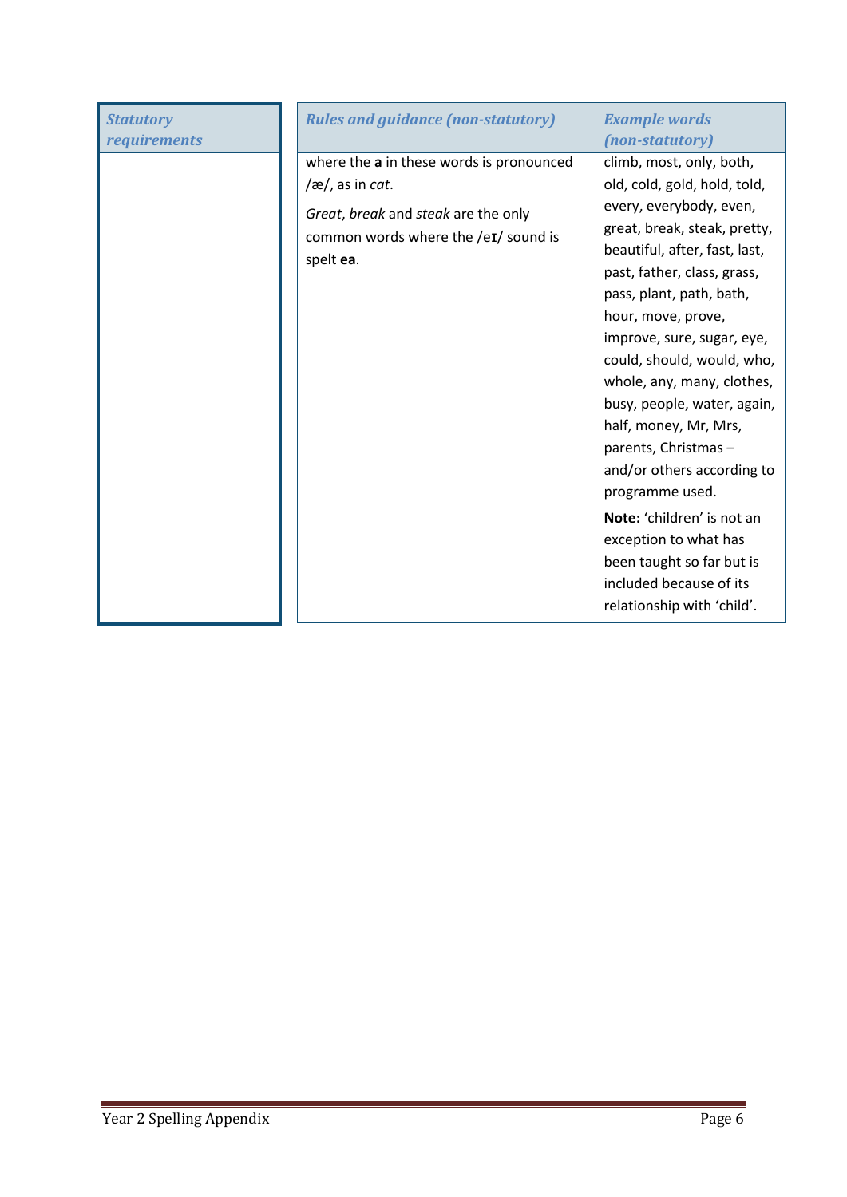| *Statutory requirements* | *Rules and guidance (non-statutory)* | *Example words (non-statutory)* |
|---|---|---|
| | where the **a** in these words is pronounced /æ/, as in *cat*.<br><br>*Great*, *break* and *steak* are the only common words where the /eɪ/ sound is spelt **ea**. | climb, most, only, both, old, cold, gold, hold, told, every, everybody, even, great, break, steak, pretty, beautiful, after, fast, last, past, father, class, grass, pass, plant, path, bath, hour, move, prove, improve, sure, sugar, eye, could, should, would, who, whole, any, many, clothes, busy, people, water, again, half, money, Mr, Mrs, parents, Christmas – and/or others according to programme used.<br><br>**Note:** 'children' is not an exception to what has been taught so far but is included because of its relationship with 'child'. |